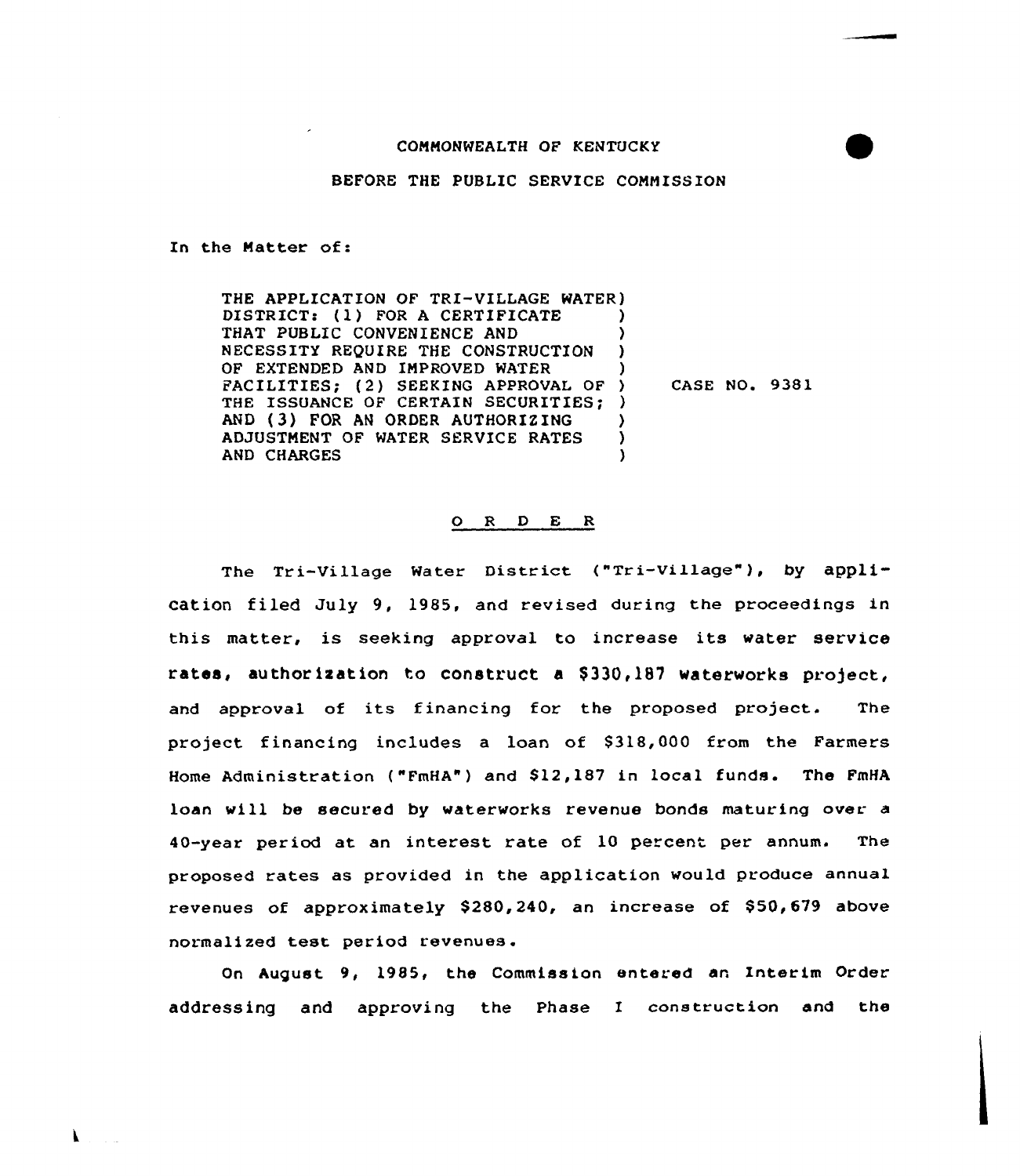COMMONWEALTH OF KENTUCKY

BEFORE THE PUBLIC SERVICE COMMISSION

In the Matter of:

THE APPLICATION OF TRI-VILLAGE WATER DISTRICT: (1) FOR A CERTIFICATE THAT PUBLIC CONVENIENCE AND NECESSITY REQUIRE THE CONSTRUCTION OF EXTENDED AND IMPROVED WATER FACILITIES; (2) SEEKING APPROVAL OF THE ISSUANCE OF CERTAIN SECURITIES; AND (3) FOR AN ORDER AUTHORIZING ADJUSTMENT OF WATER SERVICE RATES AND CHARGES ) CASE NO. 9381

## O R D E R

The Tri-Village Water District ("Tri-Village"), by application filed July 9, 1985, and revised during the proceedings in this matter, is seeking approval to increase its water service rates, authorization to construct a $330,187 waterworks project, and approval of its financing for the proposed project. The project financing includes a loan of $318,000 from the Farmers Home Administration ("FmHA") and $12,187 in local funds. The FmHA loan will be secured by waterworks revenue bonds maturing over a 40-year period at an interest rate of 10 percent per annum. The proposed rates as provided in the application would produce annual revenues of approximately $280,240, an increase of $50,679 above normalized test period revenues.

On August 9, 1985, the Commission entered an Interim Order addressing and approving the Phase I construction and the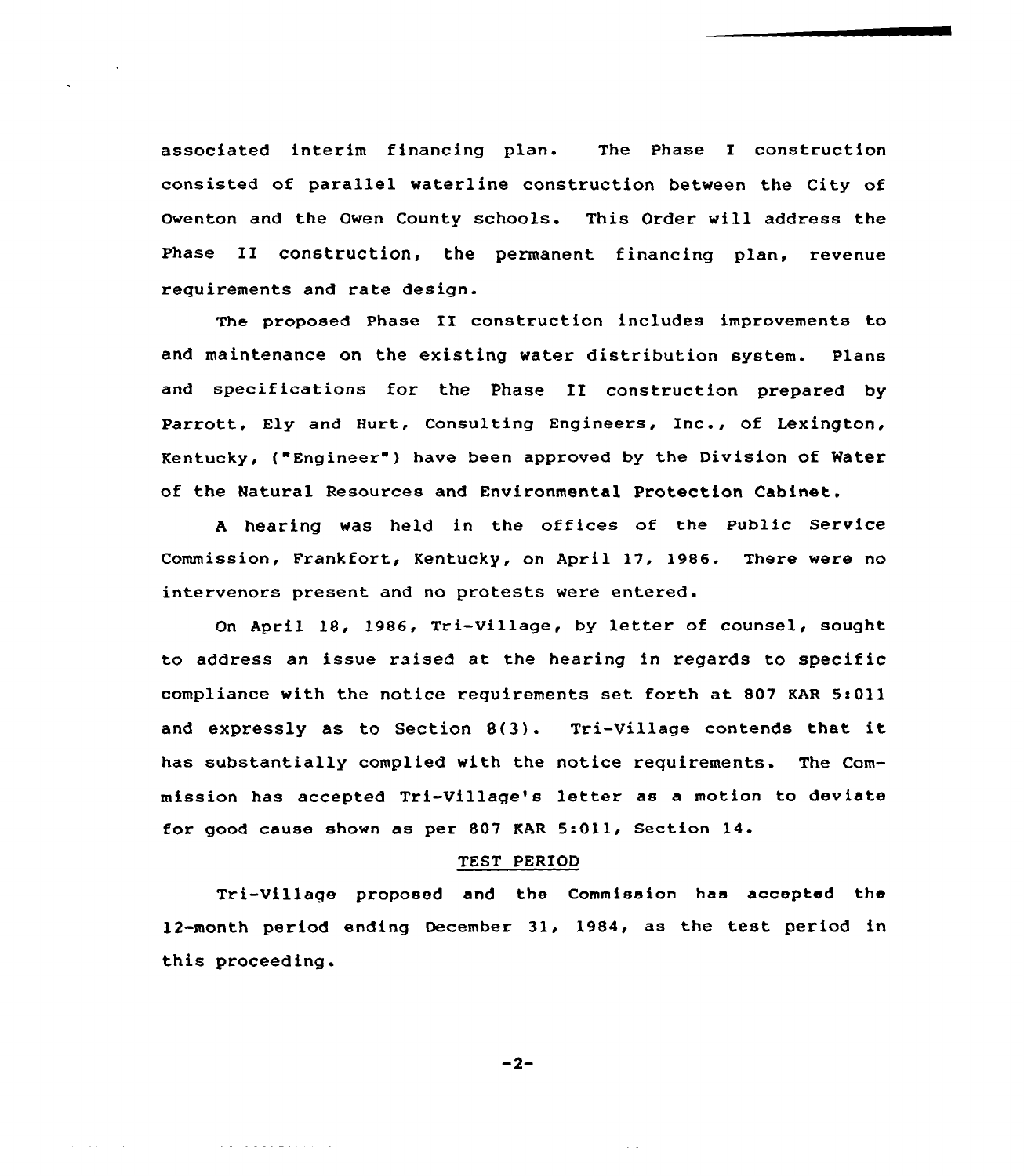associated interim financing plan. The Phase I construction consisted of parallel waterline construction between the City of Owenton and the Owen County schools. This Order will address the Phase II construction, the permanent financing plan, revenue requirements and rate design.

The proposed Phase II construction includes improvements to and maintenance on the existing water distribution system. Plans and specifications for the Phase II construction prepared by Parrott, Ely and Hurt, Consulting Engineers, Inc., of Lexington, Kentucky, ("Engineer") have been approved by the Division of Water of the Natural Resources and Environmental Protection Cabinet.

A hearing was held in the offices of the Public Service Commission, Frankfort, Kentucky, on April 17, 1986. There were no intervenors present and no protests were entered.

On April 18, 1986, Tri-Village, by letter of counsel, sought to address an issue raised at the hearing in regards to specific compliance with the notice requirements set forth at 807 KAR 5:011 and expressly as to Section 8(3). Tri-Village contends that it has substantially complied with the notice requirements. The Commission has accepted Tri-Village's letter as a motion to deviate for good cause shown as per 807 KAR 5:011, Section 14.

## TEST PERIOD

Tri-Village proposed and the Commission has accepted the 12-month period ending December 31, 1984, as the test period in this proceeding.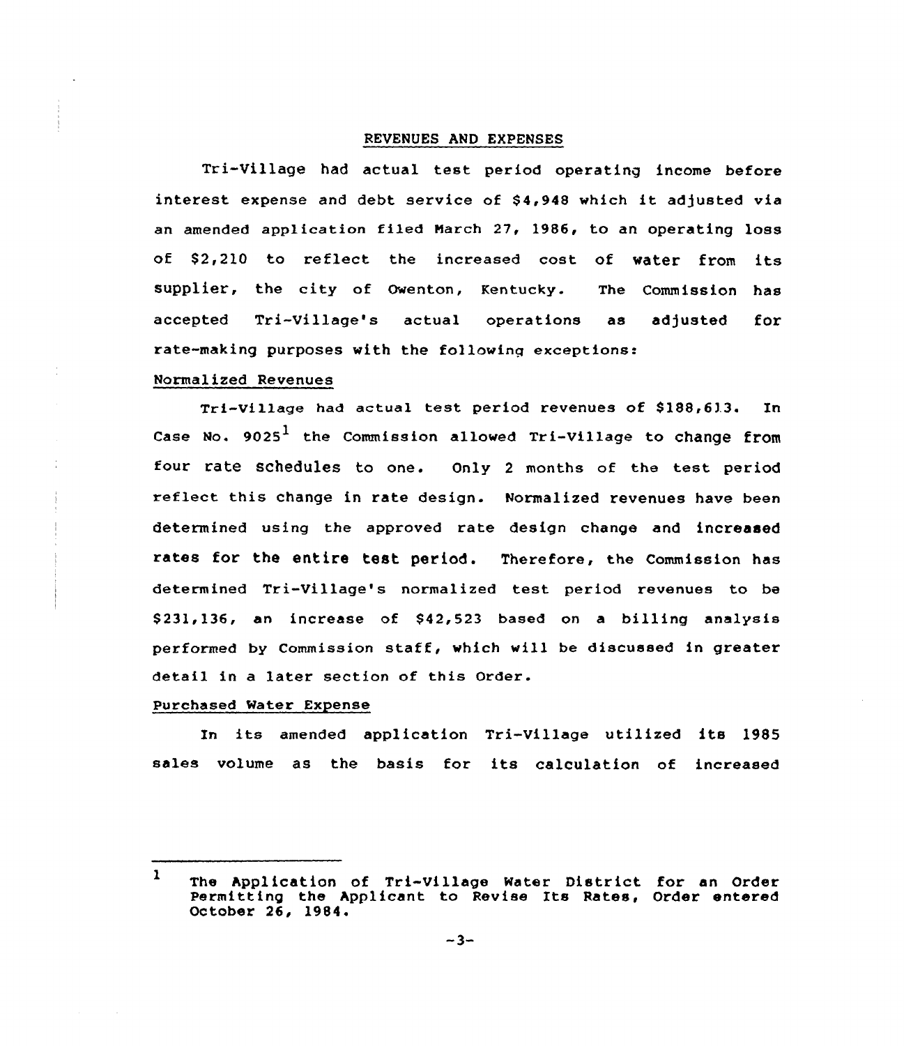## REVENUES AND EXPENSES

Tri-Village had actual test period operating income before interest expense and debt service of $4,948 which it adjusted via an amended application filed March 27, 1986, to an operating loss of $2,210 to reflect the increased cost of water from its supplier, the city of Owenton, Kentucky. The Commission has accepted Tri-Village's actual operations as adjusted for rate-making purposes with the following exceptions:

### Normalized Revenues

Tri-Village had actual test period revenues of $188,613. In Case No. 9025[1] the Commission allowed Tri-Village to change from four rate schedules to one. Only 2 months of the test period reflect this change in rate design. Normalized revenues have been determined using the approved rate design change and increased rates for the entire test period. Therefore, the Commission has determined Tri-Village's normalized test period revenues to be $231,136, an increase of $42,523 based on a billing analysis performed by Commission staff, which will be discussed in greater detail in a later section of this Order.

### Purchased Water Expense

In its amended application Tri-Village utilized its 1985 sales volume as the basis for its calculation of increased

---

[1] The Application of Tri-Village Water District for an Order Permitting the Applicant to Revise Its Rates, Order entered October 26, 1984.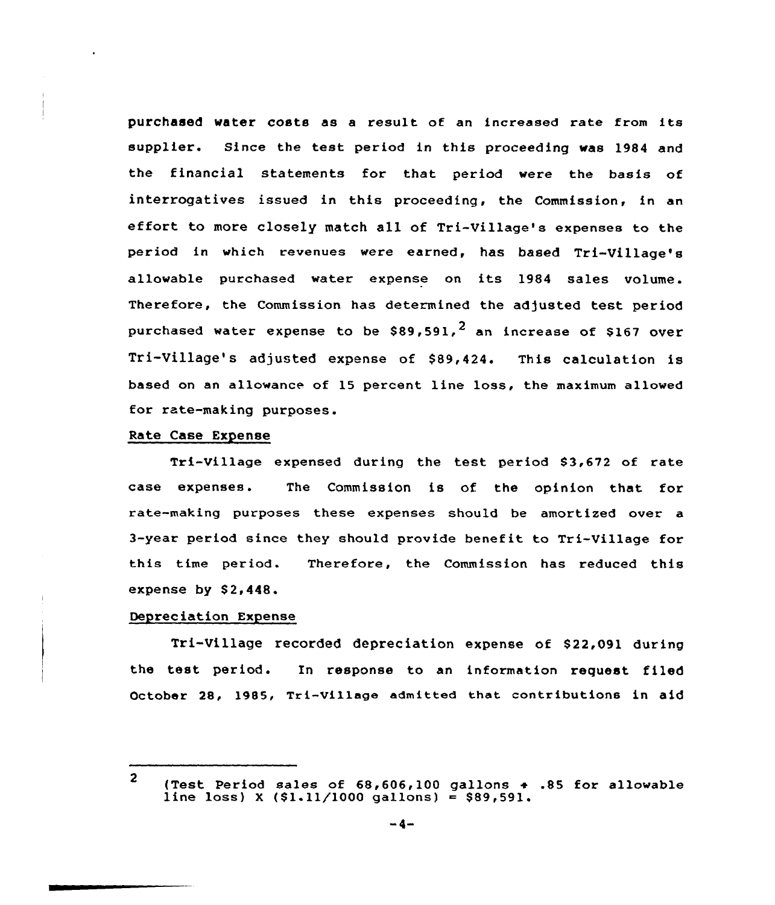purchased water costs as a result of an increased rate from its supplier. Since the test period in this proceeding was 1984 and the financial statements for that period were the basis of interrogatives issued in this proceeding, the Commission, in an effort to more closely match all of Tri-Village's expenses to the period in which revenues were earned, has based Tri-Village's allowable purchased water expense on its 1984 sales volume. Therefore, the Commission has determined the adjusted test period purchased water expense to be $89,591,[2] an increase of $167 over Tri-Village's adjusted expense of $89,424. This calculation is based on an allowance of 15 percent line loss, the maximum allowed for rate-making purposes.

Rate Case Expense

Tri-Village expensed during the test period $3,672 of rate case expenses. The Commission is of the opinion that for rate-making purposes these expenses should be amortized over a 3-year period since they should provide benefit to Tri-Village for this time period. Therefore, the Commission has reduced this expense by $2,448.

Depreciation Expense

Tri-Village recorded depreciation expense of $22,091 during the test period. In response to an information request filed October 28, 1985, Tri-Village admitted that contributions in aid

---

[2] (Test Period sales of 68,606,100 gallons ÷ .85 for allowable line loss) X ($1.11/1000 gallons) = $89,591.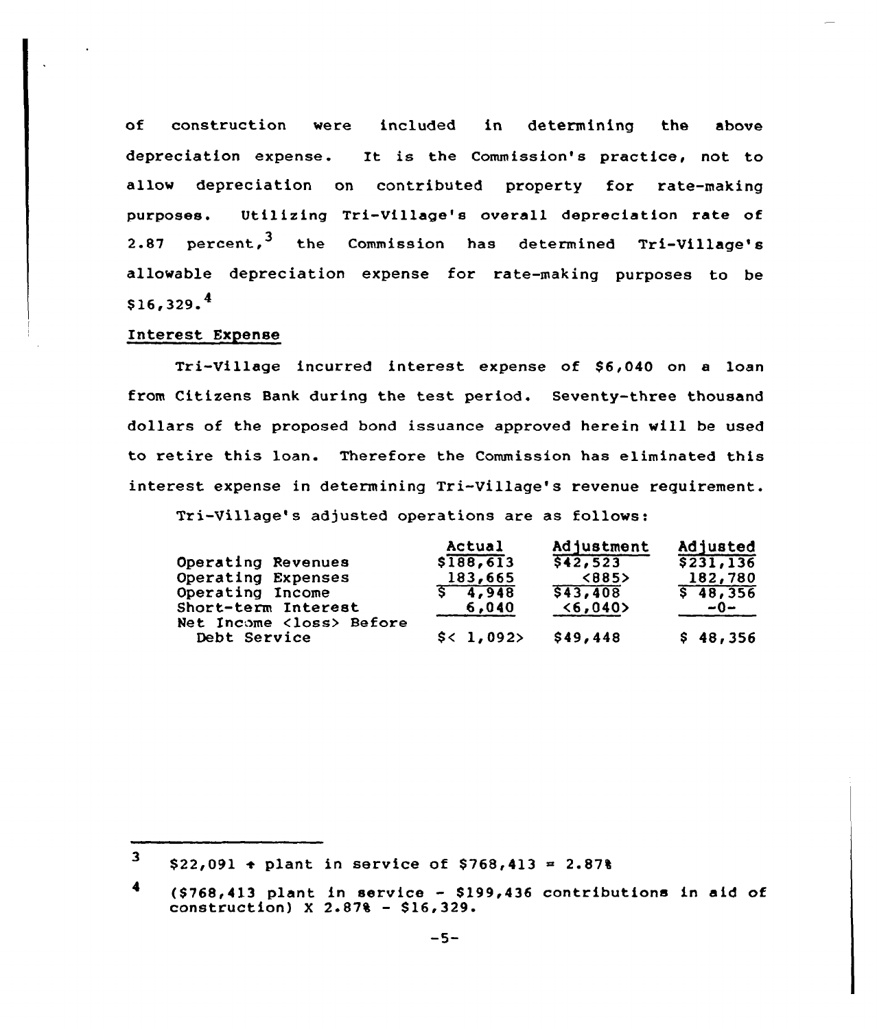of construction were included in determining the above depreciation expense. It is the Commission's practice, not to allow depreciation on contributed property for rate-making purposes. Utilizing Tri-Village's overall depreciation rate of 2.87 percent,[3] the Commission has determined Tri-Village's allowable depreciation expense for rate-making purposes to be $16,329.[4]

## Interest Expense

Tri-Village incurred interest expense of $6,040 on a loan from Citizens Bank during the test period. Seventy-three thousand dollars of the proposed bond issuance approved herein will be used to retire this loan. Therefore the Commission has eliminated this interest expense in determining Tri-Village's revenue requirement.

Tri-Village's adjusted operations are as follows:

| | Actual | Adjustment | Adjusted |
|---|---|---|---|
| Operating Revenues | $188,613 | $42,523 | $231,136 |
| Operating Expenses | 183,665 | <885> | 182,780 |
| Operating Income | $ 4,948 | $43,408 | $ 48,356 |
| Short-term Interest | 6,040 | <6,040> | -0- |
| Net Income <loss> Before Debt Service | $< 1,092> | $49,448 | $ 48,356 |

---

3 $22,091 ÷ plant in service of $768,413 = 2.87%

4 ($768,413 plant in service - $199,436 contributions in aid of construction) X 2.87% - $16,329.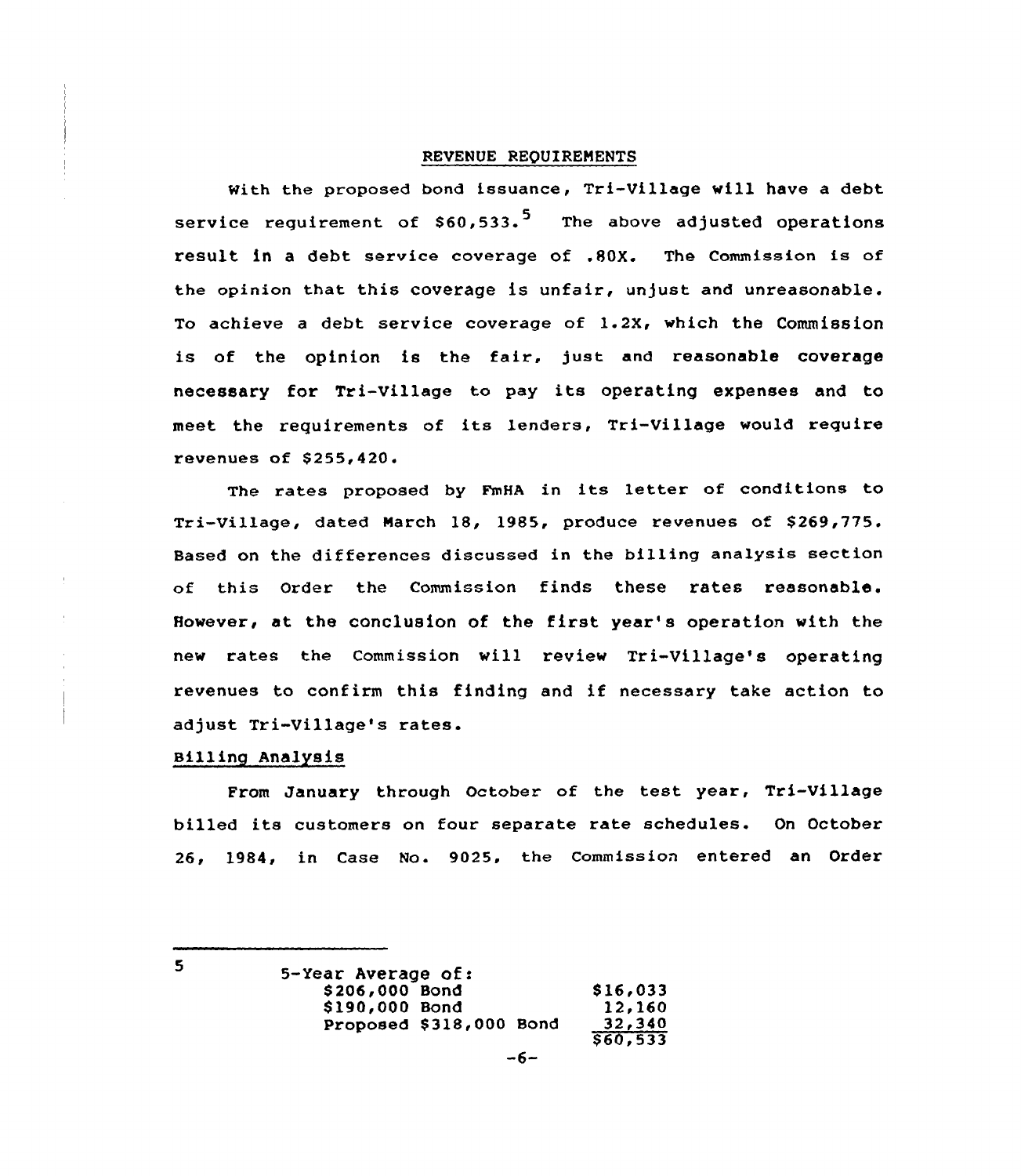## REVENUE REQUIREMENTS

With the proposed bond issuance, Tri-Village will have a debt service requirement of $60,533.[5] The above adjusted operations result in a debt service coverage of .80X. The Commission is of the opinion that this coverage is unfair, unjust and unreasonable. To achieve a debt service coverage of 1.2X, which the Commission is of the opinion is the fair, just and reasonable coverage necessary for Tri-Village to pay its operating expenses and to meet the requirements of its lenders, Tri-Village would require revenues of $255,420.

The rates proposed by FmHA in its letter of conditions to Tri-Village, dated March 18, 1985, produce revenues of $269,775. Based on the differences discussed in the billing analysis section of this Order the Commission finds these rates reasonable. However, at the conclusion of the first year's operation with the new rates the Commission will review Tri-Village's operating revenues to confirm this finding and if necessary take action to adjust Tri-Village's rates.

### Billing Analysis

From January through October of the test year, Tri-Village billed its customers on four separate rate schedules. On October 26, 1984, in Case No. 9025, the Commission entered an Order

---

[5] 5-Year Average of:

| | |
|---|---|
| $206,000 Bond | $16,033 |
| $190,000 Bond | 12,160 |
| Proposed $318,000 Bond | 32,340 |
| | $60,533 |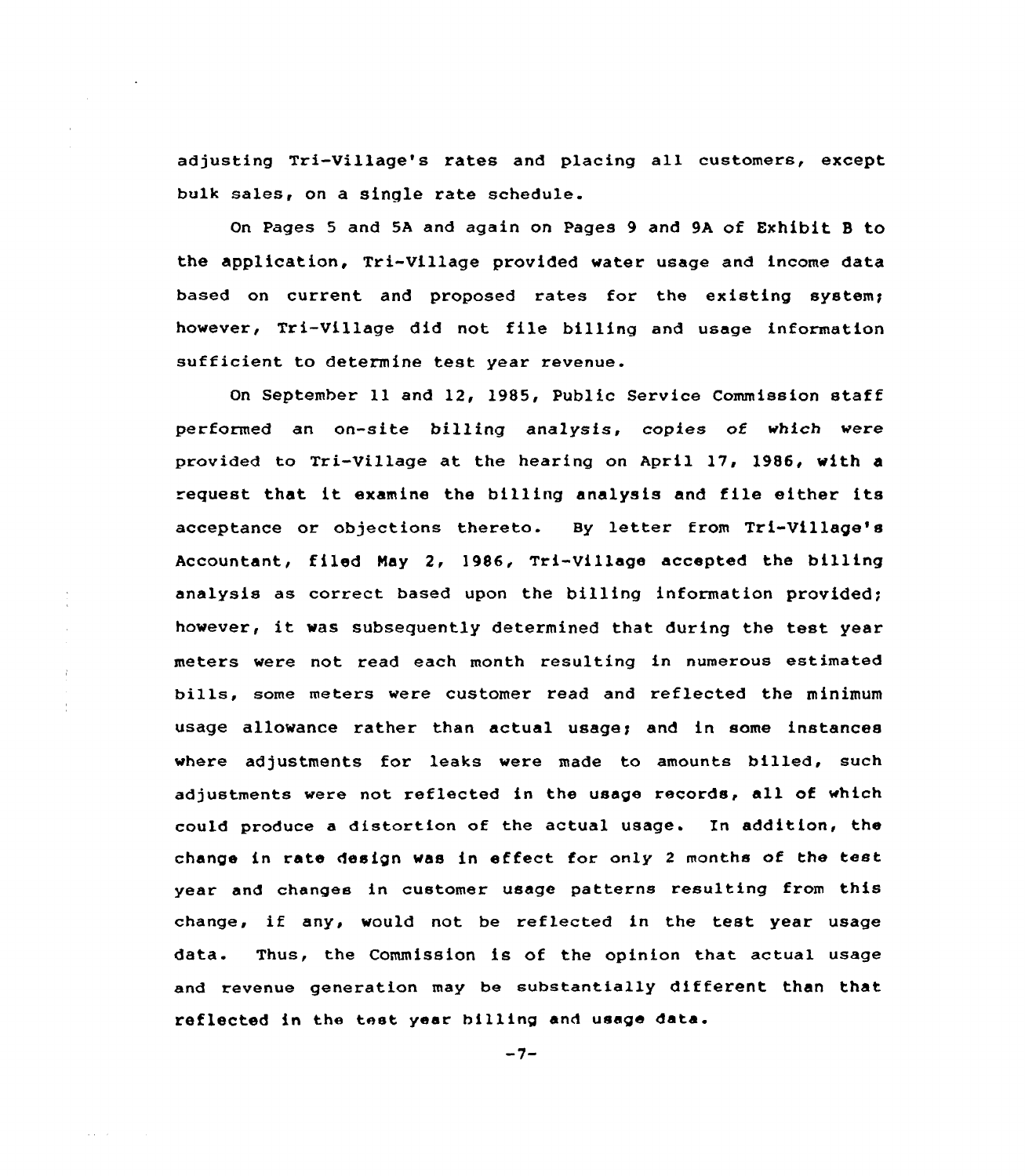adjusting Tri-Village's rates and placing all customers, except bulk sales, on a single rate schedule.

On Pages 5 and 5A and again on Pages 9 and 9A of Exhibit B to the application, Tri-Village provided water usage and income data based on current and proposed rates for the existing system; however, Tri-Village did not file billing and usage information sufficient to determine test year revenue.

On September 11 and 12, 1985, Public Service Commission staff performed an on-site billing analysis, copies of which were provided to Tri-Village at the hearing on April 17, 1986, with a request that it examine the billing analysis and file either its acceptance or objections thereto. By letter from Tri-Village's Accountant, filed May 2, 1986, Tri-Village accepted the billing analysis as correct based upon the billing information provided; however, it was subsequently determined that during the test year meters were not read each month resulting in numerous estimated bills, some meters were customer read and reflected the minimum usage allowance rather than actual usage; and in some instances where adjustments for leaks were made to amounts billed, such adjustments were not reflected in the usage records, all of which could produce a distortion of the actual usage. In addition, the change in rate design was in effect for only 2 months of the test year and changes in customer usage patterns resulting from this change, if any, would not be reflected in the test year usage data. Thus, the Commission is of the opinion that actual usage and revenue generation may be substantially different than that reflected in the test year billing and usage data.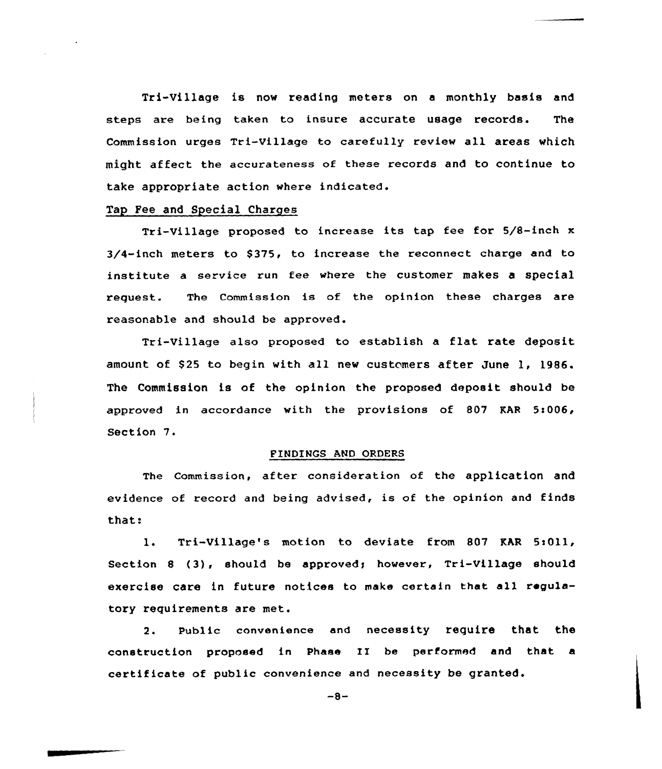Tri-Village is now reading meters on a monthly basis and steps are being taken to insure accurate usage records. The Commission urges Tri-Village to carefully review all areas which might affect the accurateness of these records and to continue to take appropriate action where indicated.

### Tap Fee and Special Charges

Tri-Village proposed to increase its tap fee for 5/8-inch x 3/4-inch meters to $375, to increase the reconnect charge and to institute a service run fee where the customer makes a special request. The Commission is of the opinion these charges are reasonable and should be approved.

Tri-Village also proposed to establish a flat rate deposit amount of $25 to begin with all new customers after June 1, 1986. The Commission is of the opinion the proposed deposit should be approved in accordance with the provisions of 807 KAR 5:006, Section 7.

## FINDINGS AND ORDERS

The Commission, after consideration of the application and evidence of record and being advised, is of the opinion and finds that:

1. Tri-Village's motion to deviate from 807 KAR 5:011, Section 8 (3), should be approved; however, Tri-Village should exercise care in future notices to make certain that all regulatory requirements are met.

2. Public convenience and necessity require that the construction proposed in Phase II be performed and that a certificate of public convenience and necessity be granted.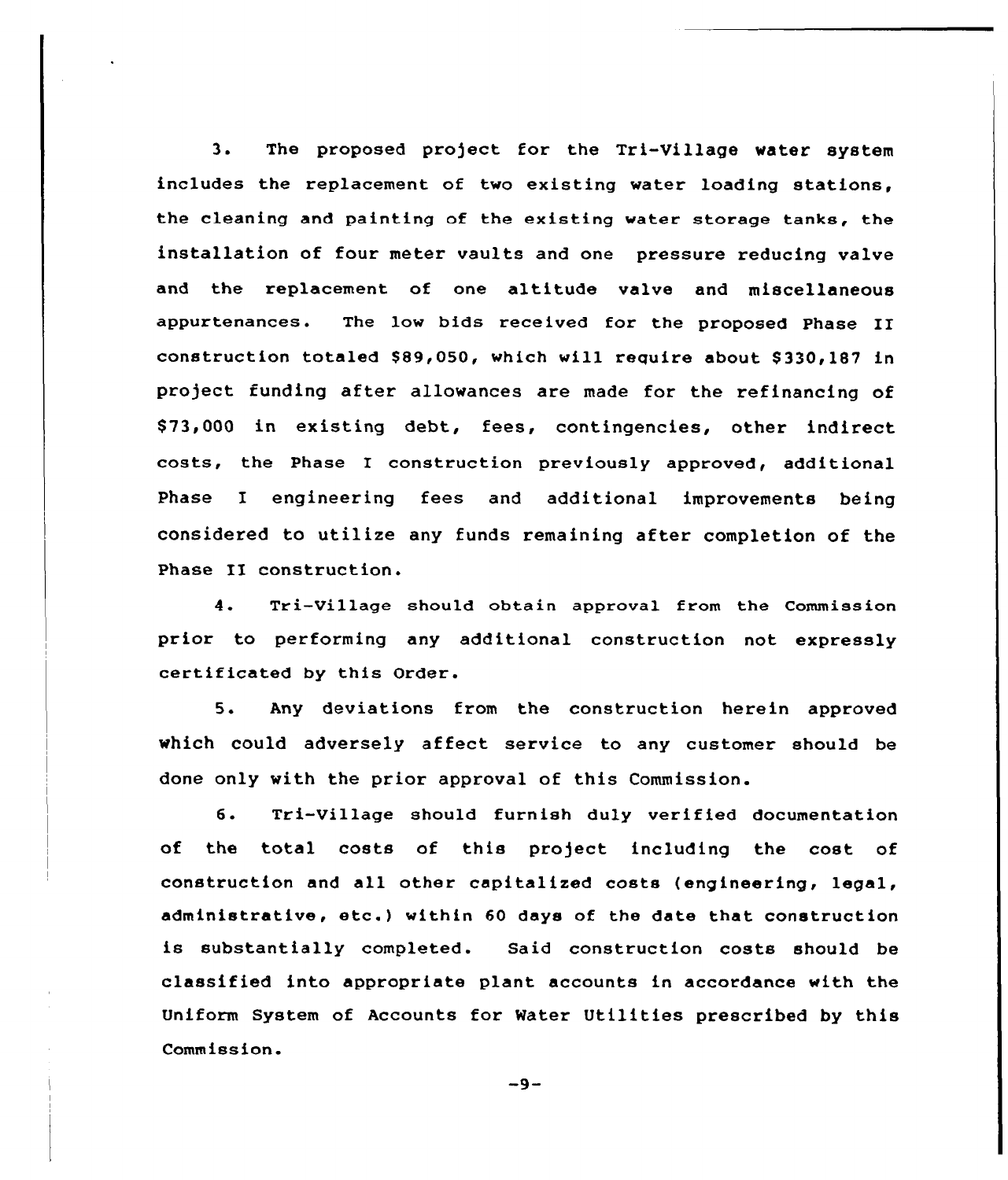3. The proposed project for the Tri-Village water system includes the replacement of two existing water loading stations, the cleaning and painting of the existing water storage tanks, the installation of four meter vaults and one pressure reducing valve and the replacement of one altitude valve and miscellaneous appurtenances. The low bids received for the proposed Phase II construction totaled $89,050, which will require about $330,187 in project funding after allowances are made for the refinancing of $73,000 in existing debt, fees, contingencies, other indirect costs, the Phase I construction previously approved, additional Phase I engineering fees and additional improvements being considered to utilize any funds remaining after completion of the Phase II construction.

4. Tri-Village should obtain approval from the Commission prior to performing any additional construction not expressly certificated by this Order.

5. Any deviations from the construction herein approved which could adversely affect service to any customer should be done only with the prior approval of this Commission.

6. Tri-Village should furnish duly verified documentation of the total costs of this project including the cost of construction and all other capitalized costs (engineering, legal, administrative, etc.) within 60 days of the date that construction is substantially completed. Said construction costs should be classified into appropriate plant accounts in accordance with the Uniform System of Accounts for Water Utilities prescribed by this Commission.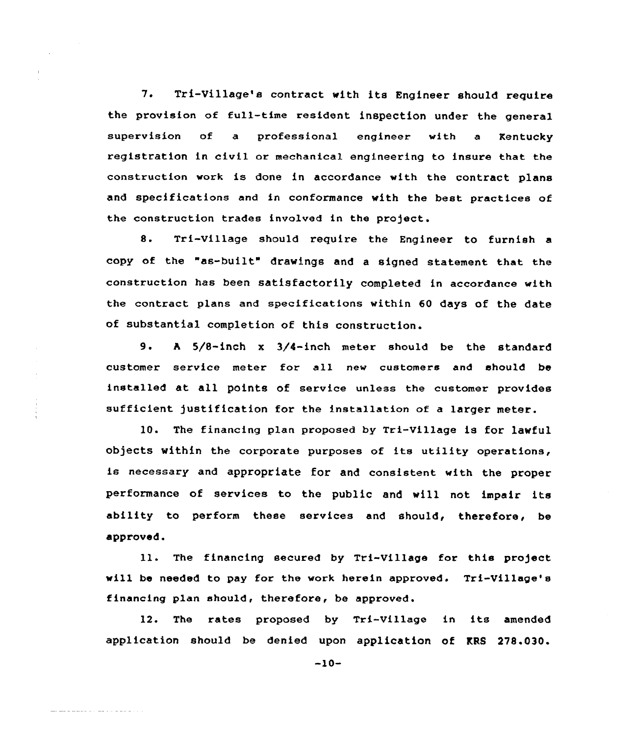7. Tri-Village's contract with its Engineer should require the provision of full-time resident inspection under the general supervision of a professional engineer with a Kentucky registration in civil or mechanical engineering to insure that the construction work is done in accordance with the contract plans and specifications and in conformance with the best practices of the construction trades involved in the project.

8. Tri-Village should require the Engineer to furnish a copy of the "as-built" drawings and a signed statement that the construction has been satisfactorily completed in accordance with the contract plans and specifications within 60 days of the date of substantial completion of this construction.

9. A 5/8-inch x 3/4-inch meter should be the standard customer service meter for all new customers and should be installed at all points of service unless the customer provides sufficient justification for the installation of a larger meter.

10. The financing plan proposed by Tri-Village is for lawful objects within the corporate purposes of its utility operations, is necessary and appropriate for and consistent with the proper performance of services to the public and will not impair its ability to perform these services and should, therefore, be approved.

11. The financing secured by Tri-Village for this project will be needed to pay for the work herein approved. Tri-Village's financing plan should, therefore, be approved.

12. The rates proposed by Tri-Village in its amended application should be denied upon application of KRS 278.030.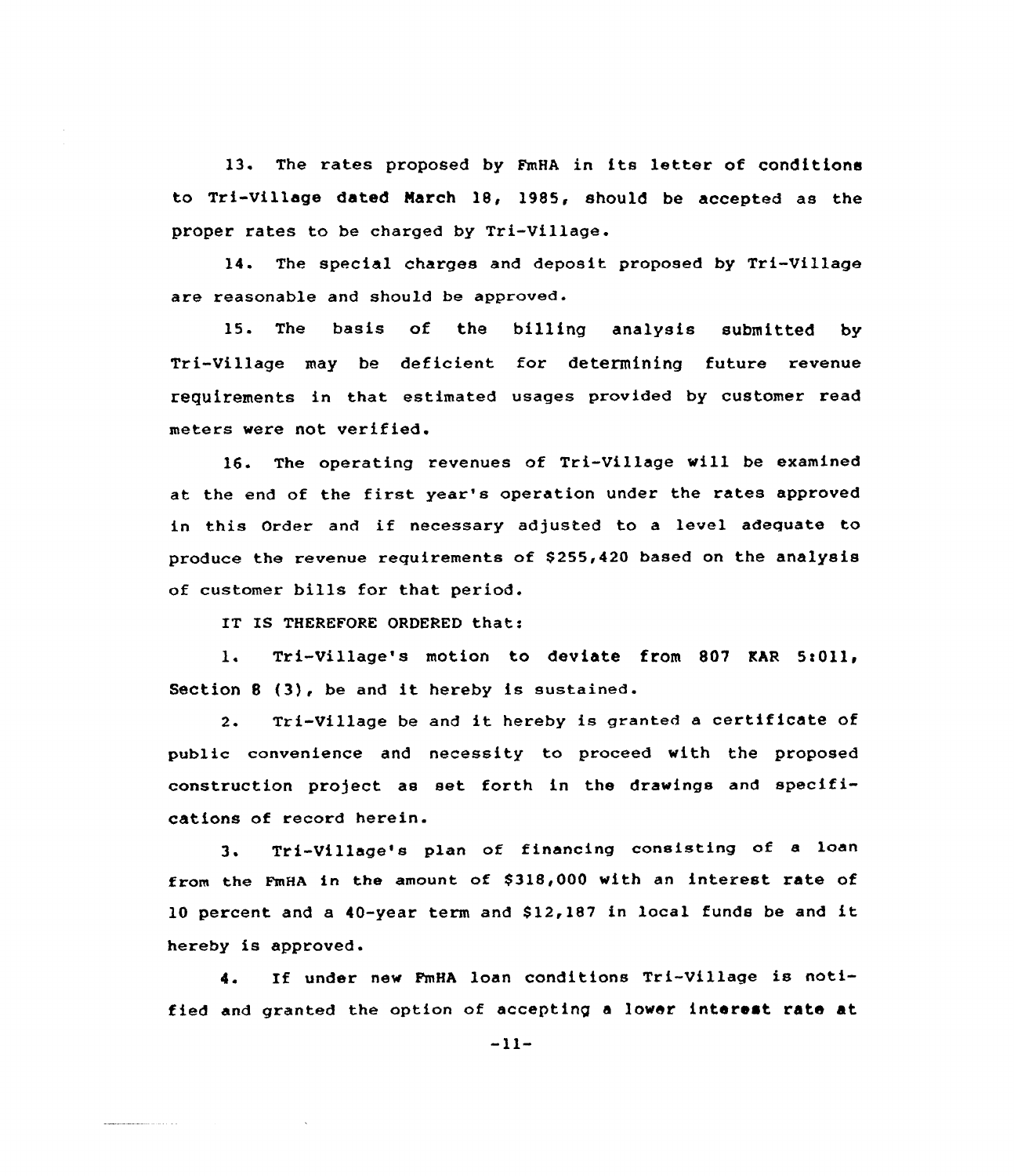13. The rates proposed by FmHA in its letter of conditions to Tri-Village dated March 18, 1985, should be accepted as the proper rates to be charged by Tri-Village.

14. The special charges and deposit proposed by Tri-Village are reasonable and should be approved.

15. The basis of the billing analysis submitted by Tri-Village may be deficient for determining future revenue requirements in that estimated usages provided by customer read meters were not verified.

16. The operating revenues of Tri-Village will be examined at the end of the first year's operation under the rates approved in this Order and if necessary adjusted to a level adequate to produce the revenue requirements of $255,420 based on the analysis of customer bills for that period.

IT IS THEREFORE ORDERED that:

1. Tri-Village's motion to deviate from 807 KAR 5:011, Section 8 (3), be and it hereby is sustained.

2. Tri-Village be and it hereby is granted a certificate of public convenience and necessity to proceed with the proposed construction project as set forth in the drawings and specifications of record herein.

3. Tri-Village's plan of financing consisting of a loan from the FmHA in the amount of $318,000 with an interest rate of 10 percent and a 40-year term and $12,187 in local funds be and it hereby is approved.

4. If under new FmHA loan conditions Tri-Village is notified and granted the option of accepting a lower interest rate at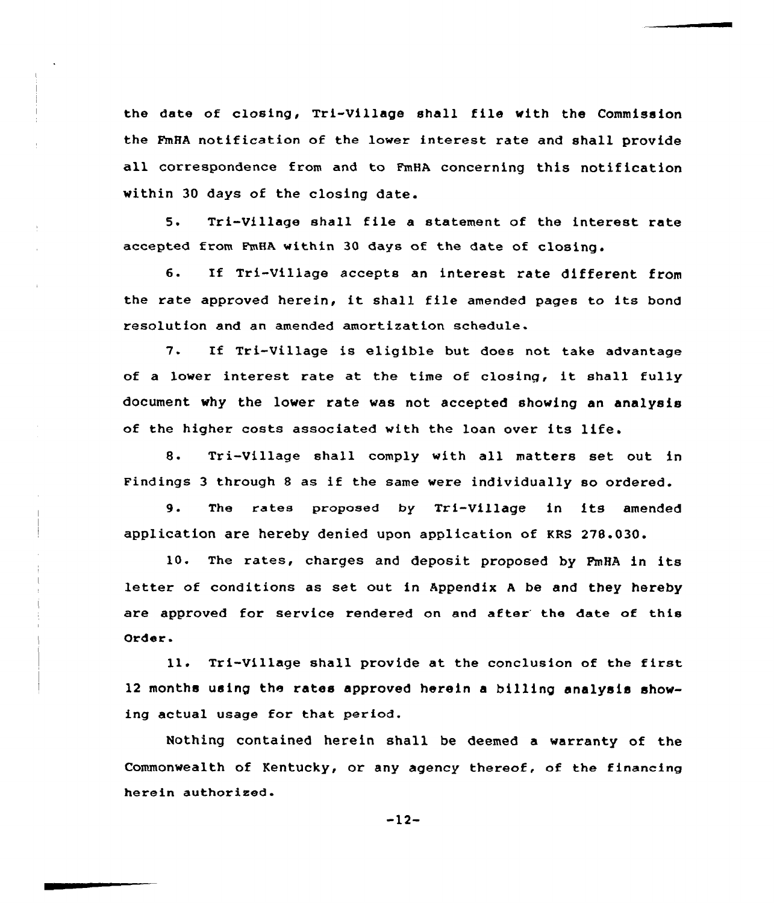the date of closing, Tri-Village shall file with the Commission the FmHA notification of the lower interest rate and shall provide all correspondence from and to FmHA concerning this notification within 30 days of the closing date.

5. Tri-Village shall file a statement of the interest rate accepted from FmHA within 30 days of the date of closing.

6. If Tri-Village accepts an interest rate different from the rate approved herein, it shall file amended pages to its bond resolution and an amended amortization schedule.

7. If Tri-Village is eligible but does not take advantage of a lower interest rate at the time of closing, it shall fully document why the lower rate was not accepted showing an analysis of the higher costs associated with the loan over its life.

8. Tri-Village shall comply with all matters set out in Findings 3 through 8 as if the same were individually so ordered.

9. The rates proposed by Tri-Village in its amended application are hereby denied upon application of KRS 278.030.

10. The rates, charges and deposit proposed by FmHA in its letter of conditions as set out in Appendix A be and they hereby are approved for service rendered on and after the date of this Order.

11. Tri-Village shall provide at the conclusion of the first 12 months using the rates approved herein a billing analysis showing actual usage for that period.

Nothing contained herein shall be deemed a warranty of the Commonwealth of Kentucky, or any agency thereof, of the financing herein authorized.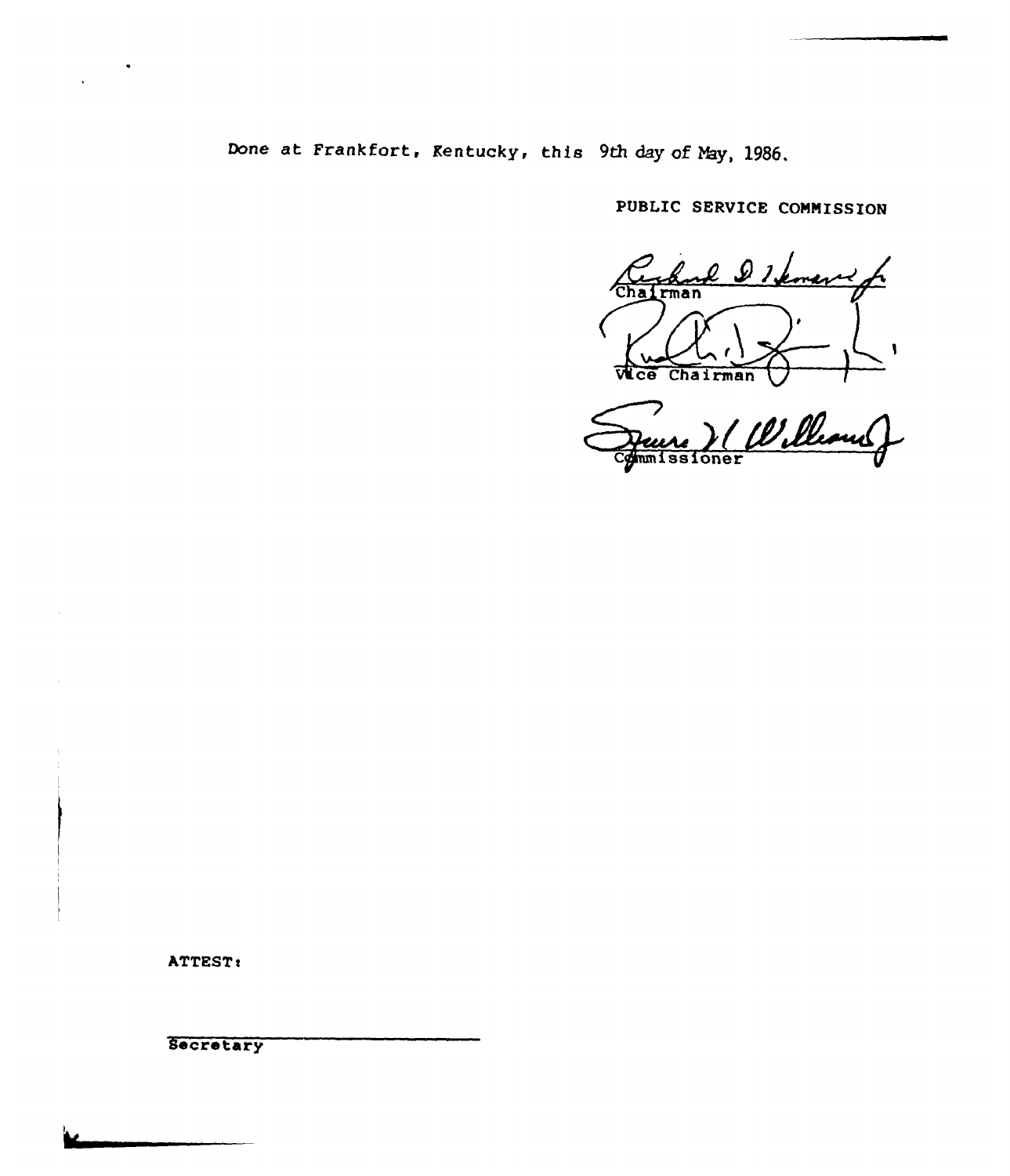Done at Frankfort, Kentucky, this 9th day of May, 1986.

PUBLIC SERVICE COMMISSION

Chairman

Vice Chairman

Commissioner

ATTEST:

Secretary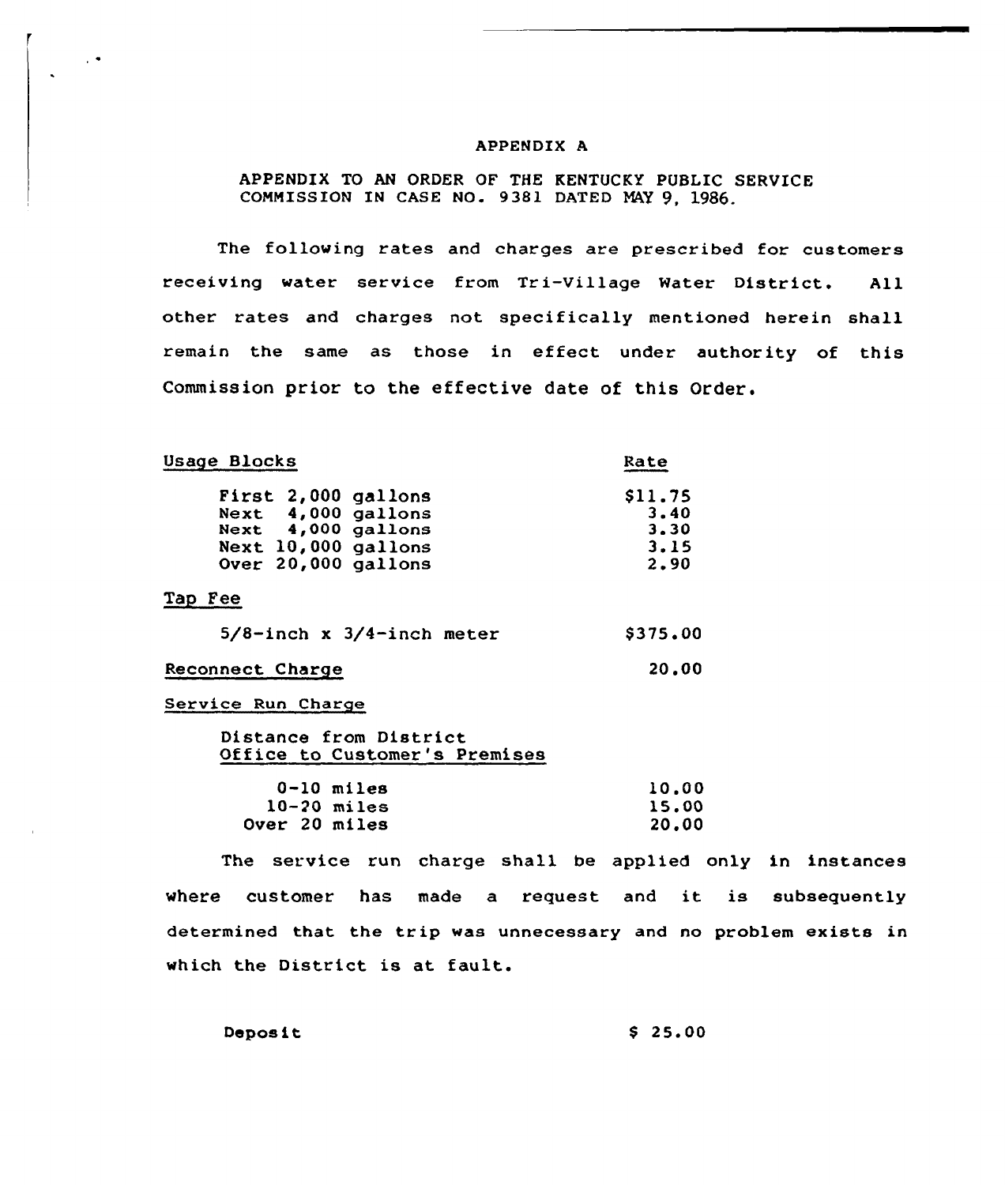APPENDIX A

APPENDIX TO AN ORDER OF THE KENTUCKY PUBLIC SERVICE COMMISSION IN CASE NO. 9381 DATED MAY 9, 1986.

The following rates and charges are prescribed for customers receiving water service from Tri-Village Water District. All other rates and charges not specifically mentioned herein shall remain the same as those in effect under authority of this Commission prior to the effective date of this Order.

| Usage Blocks | Rate |
|---|---|
| First 2,000 gallons | $11.75 |
| Next 4,000 gallons | 3.40 |
| Next 4,000 gallons | 3.30 |
| Next 10,000 gallons | 3.15 |
| Over 20,000 gallons | 2.90 |

Tap Fee

| | |
|---|---|
| 5/8-inch x 3/4-inch meter | $375.00 |

| | |
|---|---|
| Reconnect Charge | 20.00 |

Service Run Charge

| Distance from District Office to Customer's Premises | |
|---|---|
| 0-10 miles | 10.00 |
| 10-20 miles | 15.00 |
| Over 20 miles | 20.00 |

The service run charge shall be applied only in instances where customer has made a request and it is subsequently determined that the trip was unnecessary and no problem exists in which the District is at fault.

| | |
|---|---|
| Deposit | $ 25.00 |